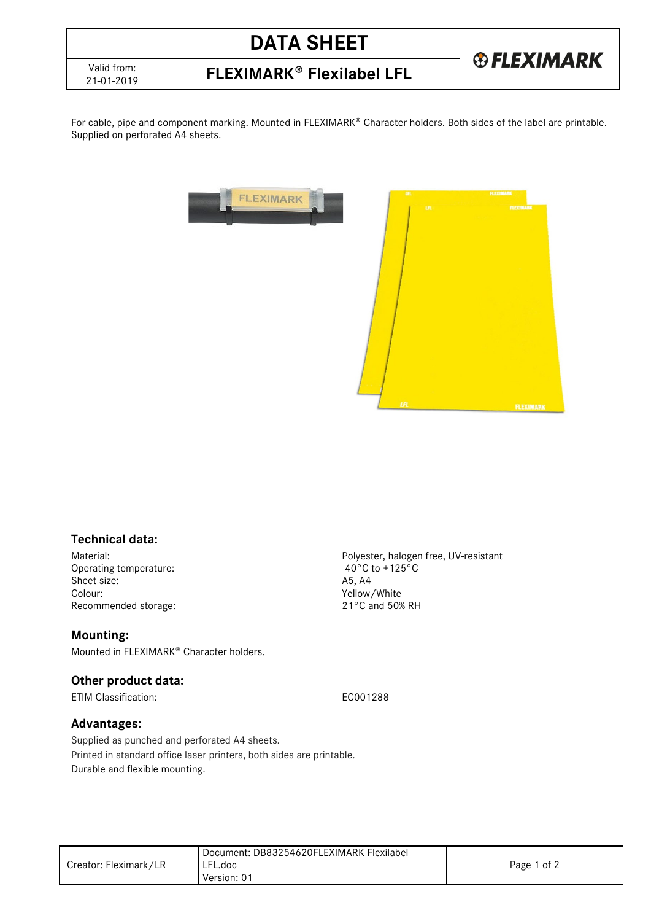# DATA SHEET

Valid from: 21-01-2019

## FLEXIMARK® Flexilabel LFL

For cable, pipe and component marking. Mounted in FLEXIMARK® Character holders. Both sides of the label are printable. Supplied on perforated A4 sheets.

### Technical data:

| | |
|---|---|
| Material: | Polyester, halogen free, UV-resistant |
| Operating temperature: | -40°C to +125°C |
| Sheet size: | A5, A4 |
| Colour: | Yellow/White |
| Recommended storage: | 21°C and 50% RH |

### Mounting:

Mounted in FLEXIMARK® Character holders.

### Other product data:

| | |
|---|---|
| ETIM Classification: | EC001288 |

### Advantages:

Supplied as punched and perforated A4 sheets.
Printed in standard office laser printers, both sides are printable.
Durable and flexible mounting.

Creator: Fleximark/LR | Document: DB83254620FLEXIMARK Flexilabel LFL.doc | Version: 01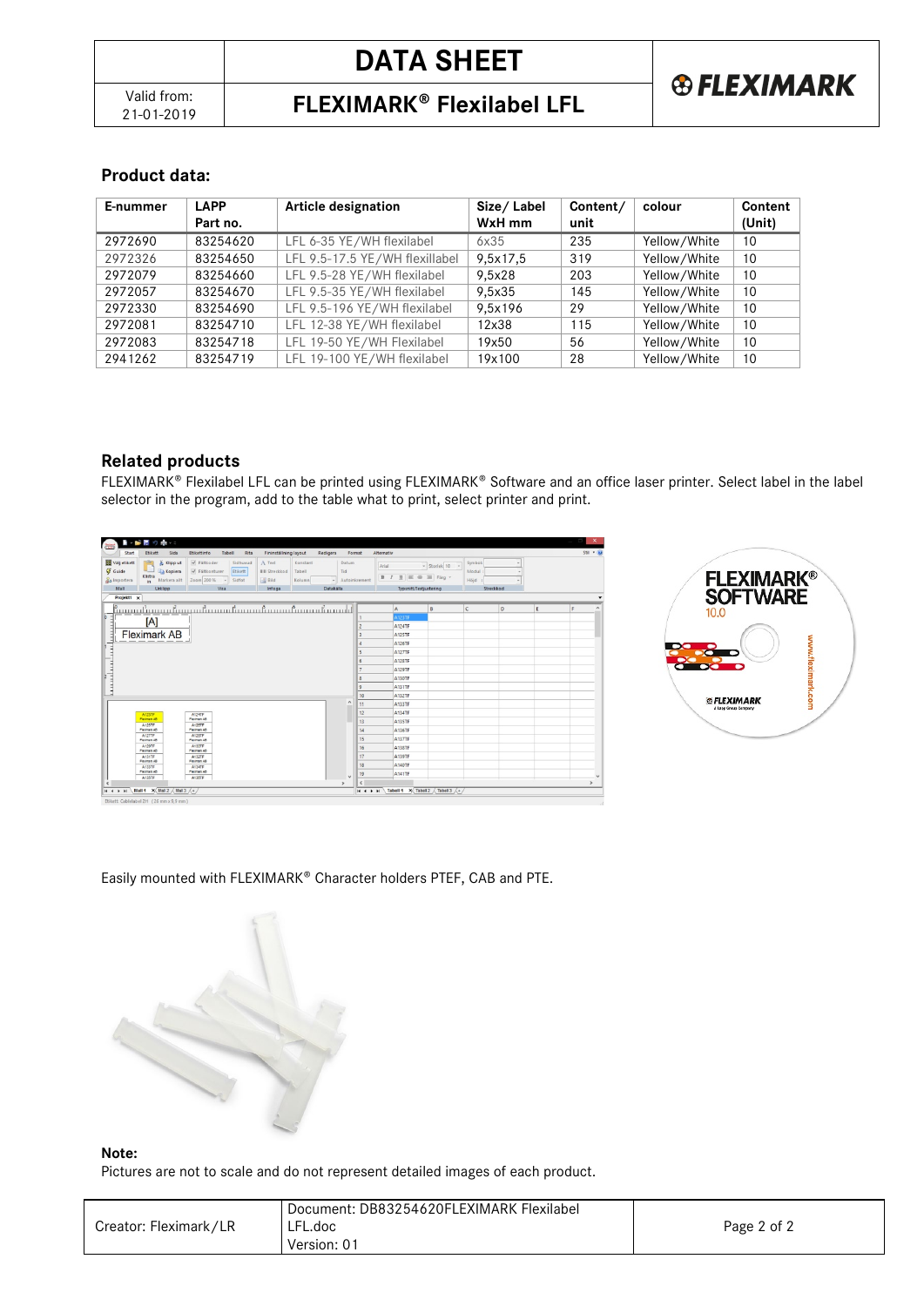## Product data:

| E-nummer | LAPP Part no. | Article designation | Size/ Label WxH mm | Content/ unit | colour | Content (Unit) |
|---|---|---|---|---|---|---|
| 2972690 | 83254620 | LFL 6-35 YE/WH flexilabel | 6x35 | 235 | Yellow/White | 10 |
| 2972326 | 83254650 | LFL 9.5-17.5 YE/WH flexillabel | 9,5x17,5 | 319 | Yellow/White | 10 |
| 2972079 | 83254660 | LFL 9.5-28 YE/WH flexilabel | 9,5x28 | 203 | Yellow/White | 10 |
| 2972057 | 83254670 | LFL 9.5-35 YE/WH flexilabel | 9,5x35 | 145 | Yellow/White | 10 |
| 2972330 | 83254690 | LFL 9.5-196 YE/WH flexilabel | 9,5x196 | 29 | Yellow/White | 10 |
| 2972081 | 83254710 | LFL 12-38 YE/WH flexilabel | 12x38 | 115 | Yellow/White | 10 |
| 2972083 | 83254718 | LFL 19-50 YE/WH Flexilabel | 19x50 | 56 | Yellow/White | 10 |
| 2941262 | 83254719 | LFL 19-100 YE/WH flexilabel | 19x100 | 28 | Yellow/White | 10 |

## Related products

FLEXIMARK® Flexilabel LFL can be printed using FLEXIMARK® Software and an office laser printer. Select label in the label selector in the program, add to the table what to print, select printer and print.

Easily mounted with FLEXIMARK® Character holders PTEF, CAB and PTE.

**Note:**
Pictures are not to scale and do not represent detailed images of each product.

| | | |
|---|---|---|
| Creator: Fleximark/LR | Document: DB83254620FLEXIMARK Flexilabel LFL.doc Version: 01 | |